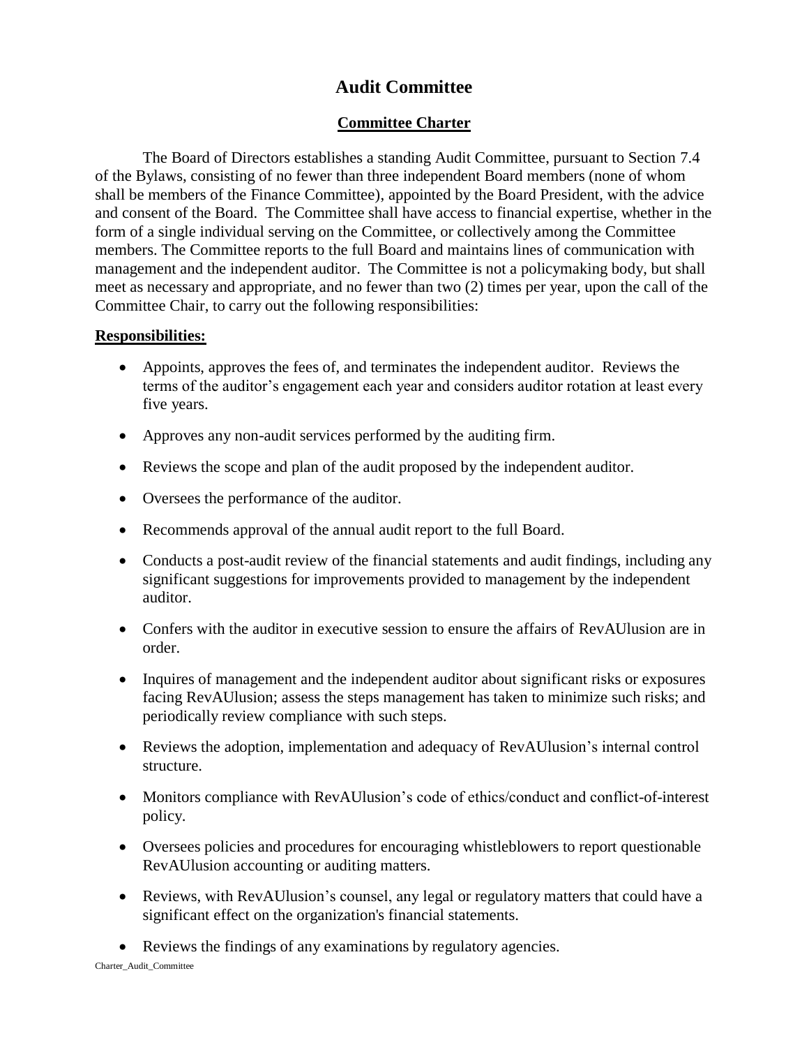# Audit Committee

## Committee Charter

The Board of Directors establishes a standing Audit Committee, pursuant to Section 7.4 of the Bylaws, consisting of no fewer than three independent Board members (none of whom shall be members of the Finance Committee), appointed by the Board President, with the advice and consent of the Board. The Committee shall have access to financial expertise, whether in the form of a single individual serving on the Committee, or collectively among the Committee members. The Committee reports to the full Board and maintains lines of communication with management and the independent auditor. The Committee is not a policymaking body, but shall meet as necessary and appropriate, and no fewer than two (2) times per year, upon the call of the Committee Chair, to carry out the following responsibilities:

**Responsibilities:**

- Appoints, approves the fees of, and terminates the independent auditor. Reviews the terms of the auditor's engagement each year and considers auditor rotation at least every five years.
- Approves any non-audit services performed by the auditing firm.
- Reviews the scope and plan of the audit proposed by the independent auditor.
- Oversees the performance of the auditor.
- Recommends approval of the annual audit report to the full Board.
- Conducts a post-audit review of the financial statements and audit findings, including any significant suggestions for improvements provided to management by the independent auditor.
- Confers with the auditor in executive session to ensure the affairs of RevAUlusion are in order.
- Inquires of management and the independent auditor about significant risks or exposures facing RevAUlusion; assess the steps management has taken to minimize such risks; and periodically review compliance with such steps.
- Reviews the adoption, implementation and adequacy of RevAUlusion's internal control structure.
- Monitors compliance with RevAUlusion's code of ethics/conduct and conflict-of-interest policy.
- Oversees policies and procedures for encouraging whistleblowers to report questionable RevAUlusion accounting or auditing matters.
- Reviews, with RevAUlusion's counsel, any legal or regulatory matters that could have a significant effect on the organization's financial statements.
- Reviews the findings of any examinations by regulatory agencies.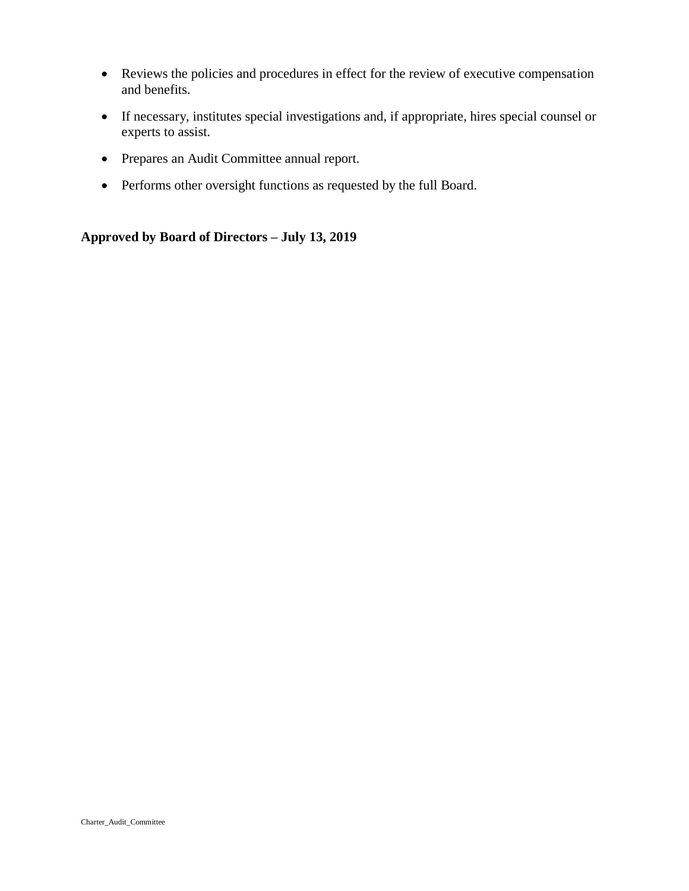- Reviews the policies and procedures in effect for the review of executive compensation and benefits.
- If necessary, institutes special investigations and, if appropriate, hires special counsel or experts to assist.
- Prepares an Audit Committee annual report.
- Performs other oversight functions as requested by the full Board.

**Approved by Board of Directors – July 13, 2019**